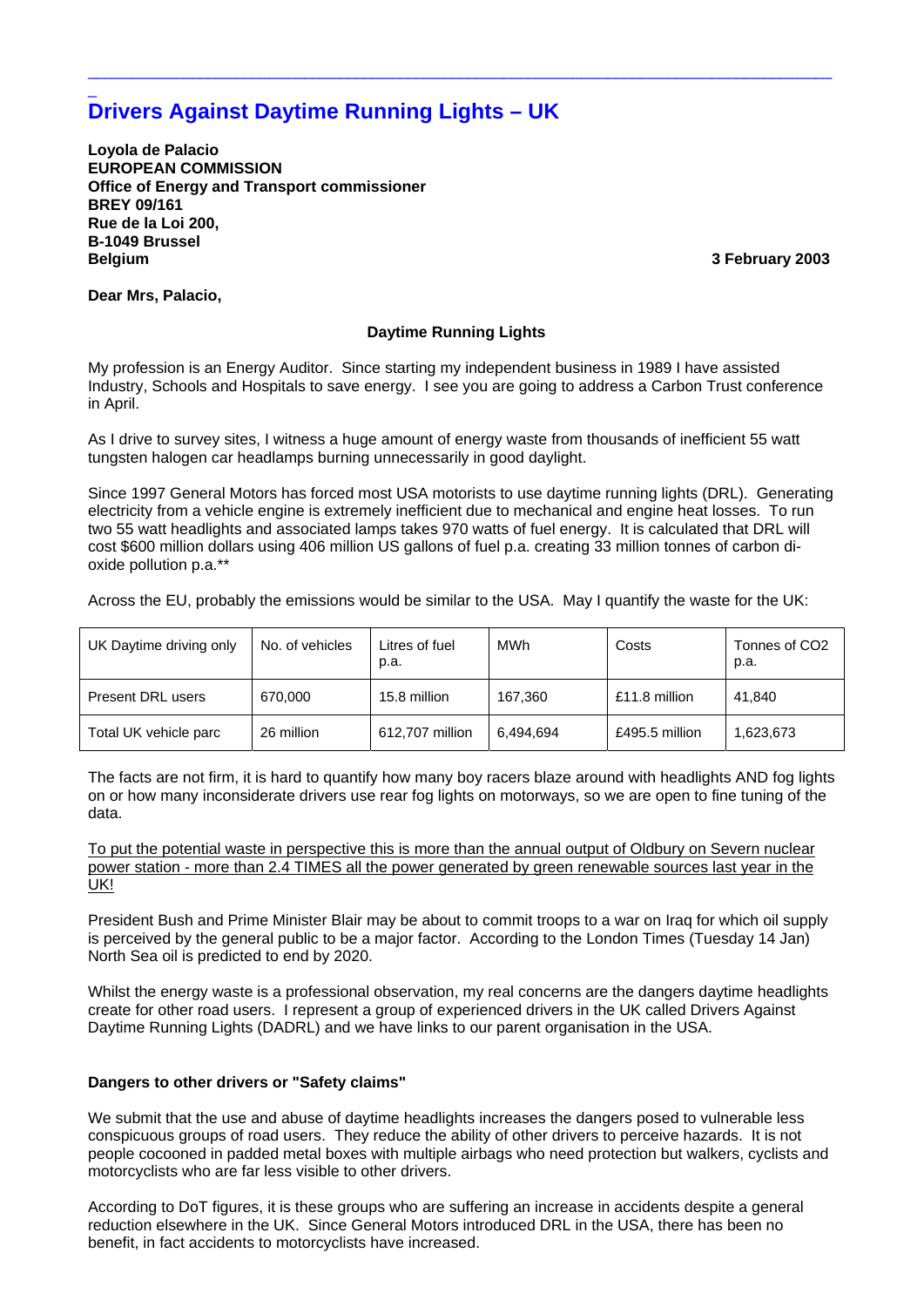# Drivers Against Daytime Running Lights – UK

**Loyola de Palacio**
**EUROPEAN COMMISSION**
**Office of Energy and Transport commissioner**
**BREY 09/161**
**Rue de la Loi 200,**
**B-1049 Brussel**
**Belgium**

**3 February 2003**

**Dear Mrs, Palacio,**

**Daytime Running Lights**

My profession is an Energy Auditor. Since starting my independent business in 1989 I have assisted Industry, Schools and Hospitals to save energy. I see you are going to address a Carbon Trust conference in April.

As I drive to survey sites, I witness a huge amount of energy waste from thousands of inefficient 55 watt tungsten halogen car headlamps burning unnecessarily in good daylight.

Since 1997 General Motors has forced most USA motorists to use daytime running lights (DRL). Generating electricity from a vehicle engine is extremely inefficient due to mechanical and engine heat losses. To run two 55 watt headlights and associated lamps takes 970 watts of fuel energy. It is calculated that DRL will cost $600 million dollars using 406 million US gallons of fuel p.a. creating 33 million tonnes of carbon di-oxide pollution p.a.**

Across the EU, probably the emissions would be similar to the USA. May I quantify the waste for the UK:

| UK Daytime driving only | No. of vehicles | Litres of fuel p.a. | MWh | Costs | Tonnes of CO2 p.a. |
|---|---|---|---|---|---|
| Present DRL users | 670,000 | 15.8 million | 167,360 | £11.8 million | 41,840 |
| Total UK vehicle parc | 26 million | 612,707 million | 6,494,694 | £495.5 million | 1,623,673 |

The facts are not firm, it is hard to quantify how many boy racers blaze around with headlights AND fog lights on or how many inconsiderate drivers use rear fog lights on motorways, so we are open to fine tuning of the data.

<u>To put the potential waste in perspective this is more than the annual output of Oldbury on Severn nuclear power station - more than 2.4 TIMES all the power generated by green renewable sources last year in the UK!</u>

President Bush and Prime Minister Blair may be about to commit troops to a war on Iraq for which oil supply is perceived by the general public to be a major factor. According to the London Times (Tuesday 14 Jan) North Sea oil is predicted to end by 2020.

Whilst the energy waste is a professional observation, my real concerns are the dangers daytime headlights create for other road users. I represent a group of experienced drivers in the UK called Drivers Against Daytime Running Lights (DADRL) and we have links to our parent organisation in the USA.

**Dangers to other drivers or "Safety claims"**

We submit that the use and abuse of daytime headlights increases the dangers posed to vulnerable less conspicuous groups of road users. They reduce the ability of other drivers to perceive hazards. It is not people cocooned in padded metal boxes with multiple airbags who need protection but walkers, cyclists and motorcyclists who are far less visible to other drivers.

According to DoT figures, it is these groups who are suffering an increase in accidents despite a general reduction elsewhere in the UK. Since General Motors introduced DRL in the USA, there has been no benefit, in fact accidents to motorcyclists have increased.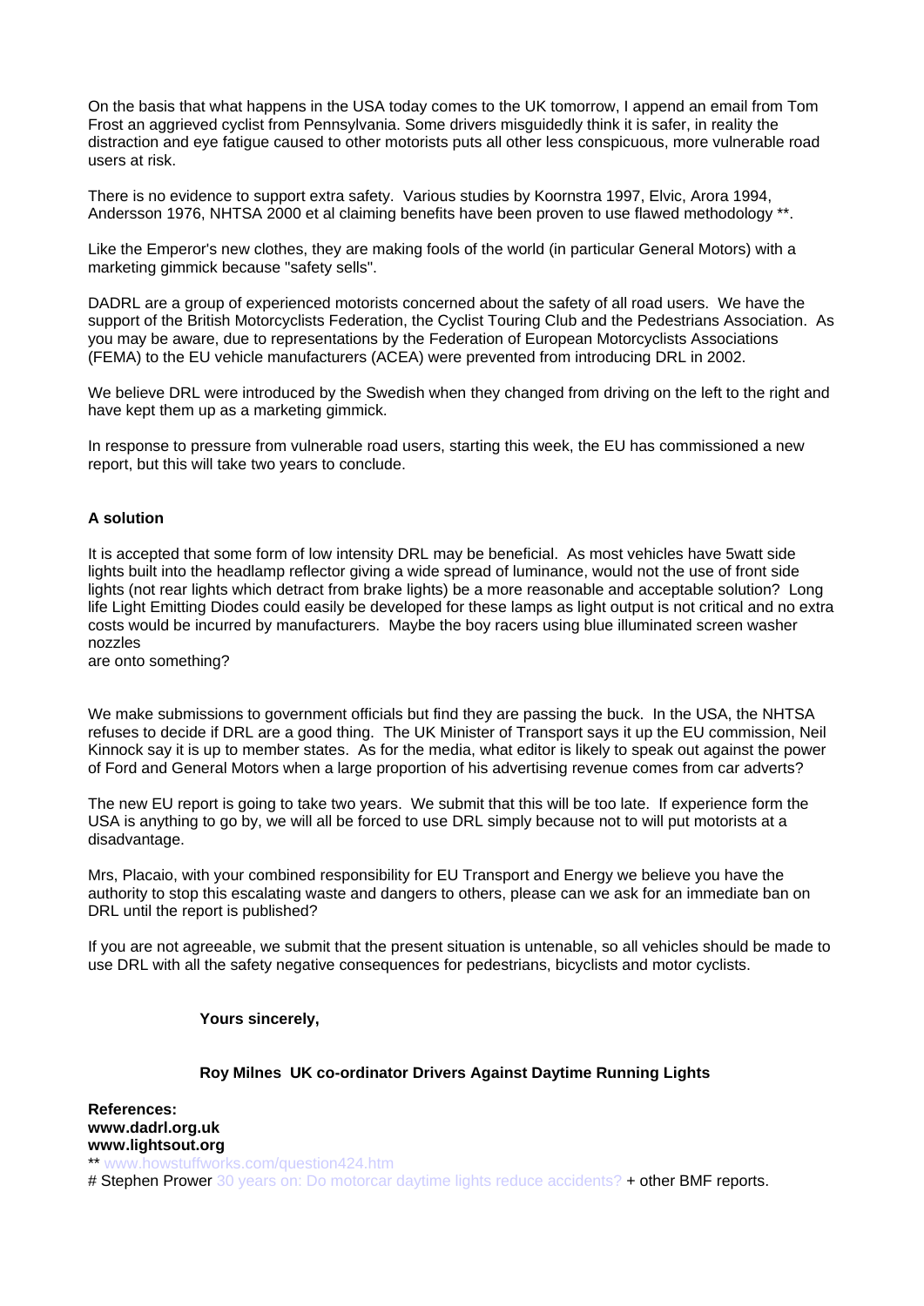On the basis that what happens in the USA today comes to the UK tomorrow, I append an email from Tom Frost an aggrieved cyclist from Pennsylvania. Some drivers misguidedly think it is safer, in reality the distraction and eye fatigue caused to other motorists puts all other less conspicuous, more vulnerable road users at risk.

There is no evidence to support extra safety. Various studies by Koornstra 1997, Elvic, Arora 1994, Andersson 1976, NHTSA 2000 et al claiming benefits have been proven to use flawed methodology **.

Like the Emperor's new clothes, they are making fools of the world (in particular General Motors) with a marketing gimmick because "safety sells".

DADRL are a group of experienced motorists concerned about the safety of all road users. We have the support of the British Motorcyclists Federation, the Cyclist Touring Club and the Pedestrians Association. As you may be aware, due to representations by the Federation of European Motorcyclists Associations (FEMA) to the EU vehicle manufacturers (ACEA) were prevented from introducing DRL in 2002.

We believe DRL were introduced by the Swedish when they changed from driving on the left to the right and have kept them up as a marketing gimmick.

In response to pressure from vulnerable road users, starting this week, the EU has commissioned a new report, but this will take two years to conclude.

**A solution**

It is accepted that some form of low intensity DRL may be beneficial. As most vehicles have 5watt side lights built into the headlamp reflector giving a wide spread of luminance, would not the use of front side lights (not rear lights which detract from brake lights) be a more reasonable and acceptable solution? Long life Light Emitting Diodes could easily be developed for these lamps as light output is not critical and no extra costs would be incurred by manufacturers. Maybe the boy racers using blue illuminated screen washer nozzles
are onto something?

We make submissions to government officials but find they are passing the buck. In the USA, the NHTSA refuses to decide if DRL are a good thing. The UK Minister of Transport says it up the EU commission, Neil Kinnock say it is up to member states. As for the media, what editor is likely to speak out against the power of Ford and General Motors when a large proportion of his advertising revenue comes from car adverts?

The new EU report is going to take two years. We submit that this will be too late. If experience form the USA is anything to go by, we will all be forced to use DRL simply because not to will put motorists at a disadvantage.

Mrs, Placaio, with your combined responsibility for EU Transport and Energy we believe you have the authority to stop this escalating waste and dangers to others, please can we ask for an immediate ban on DRL until the report is published?

If you are not agreeable, we submit that the present situation is untenable, so all vehicles should be made to use DRL with all the safety negative consequences for pedestrians, bicyclists and motor cyclists.

**Yours sincerely,**

**Roy Milnes UK co-ordinator Drivers Against Daytime Running Lights**

**References:**
**www.dadrl.org.uk**
**www.lightsout.org**
** www.howstuffworks.com/question424.htm
# Stephen Prower 30 years on: Do motorcar daytime lights reduce accidents? + other BMF reports.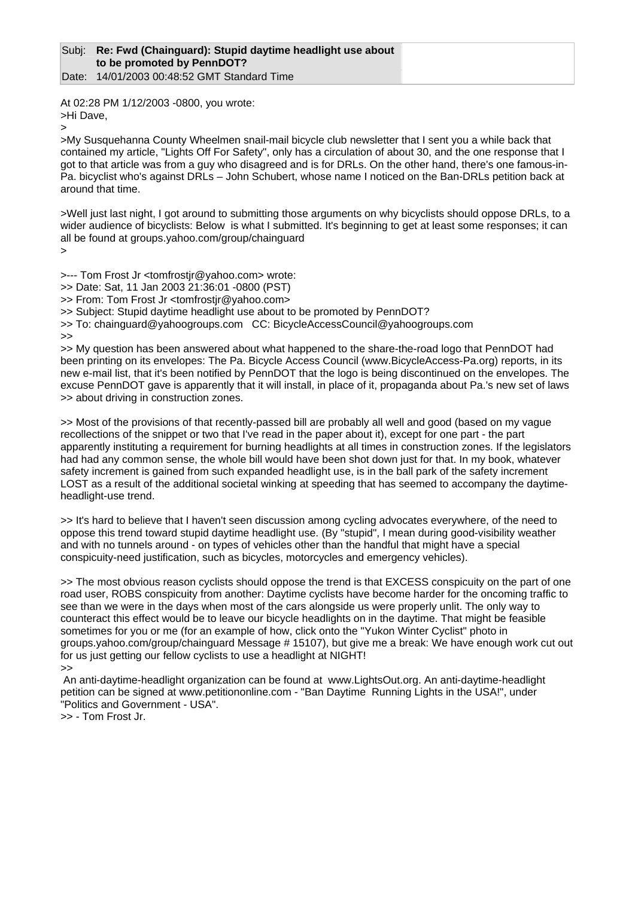| Subj: | **Re: Fwd (Chainguard): Stupid daytime headlight use about to be promoted by PennDOT?** |
| --- | --- |
| Date: | 14/01/2003 00:48:52 GMT Standard Time |

At 02:28 PM 1/12/2003 -0800, you wrote:
>Hi Dave,
>
>My Susquehanna County Wheelmen snail-mail bicycle club newsletter that I sent you a while back that contained my article, "Lights Off For Safety", only has a circulation of about 30, and the one response that I got to that article was from a guy who disagreed and is for DRLs. On the other hand, there's one famous-in-Pa. bicyclist who's against DRLs – John Schubert, whose name I noticed on the Ban-DRLs petition back at around that time.

>Well just last night, I got around to submitting those arguments on why bicyclists should oppose DRLs, to a wider audience of bicyclists: Below is what I submitted. It's beginning to get at least some responses; it can all be found at groups.yahoo.com/group/chainguard
>

>--- Tom Frost Jr <tomfrostjr@yahoo.com> wrote:
>> Date: Sat, 11 Jan 2003 21:36:01 -0800 (PST)
>> From: Tom Frost Jr <tomfrostjr@yahoo.com>
>> Subject: Stupid daytime headlight use about to be promoted by PennDOT?
>> To: chainguard@yahoogroups.com CC: BicycleAccessCouncil@yahoogroups.com
>>
>> My question has been answered about what happened to the share-the-road logo that PennDOT had been printing on its envelopes: The Pa. Bicycle Access Council (www.BicycleAccess-Pa.org) reports, in its new e-mail list, that it's been notified by PennDOT that the logo is being discontinued on the envelopes. The excuse PennDOT gave is apparently that it will install, in place of it, propaganda about Pa.'s new set of laws >> about driving in construction zones.

>> Most of the provisions of that recently-passed bill are probably all well and good (based on my vague recollections of the snippet or two that I've read in the paper about it), except for one part - the part apparently instituting a requirement for burning headlights at all times in construction zones. If the legislators had had any common sense, the whole bill would have been shot down just for that. In my book, whatever safety increment is gained from such expanded headlight use, is in the ball park of the safety increment LOST as a result of the additional societal winking at speeding that has seemed to accompany the daytime-headlight-use trend.

>> It's hard to believe that I haven't seen discussion among cycling advocates everywhere, of the need to oppose this trend toward stupid daytime headlight use. (By "stupid", I mean during good-visibility weather and with no tunnels around - on types of vehicles other than the handful that might have a special conspicuity-need justification, such as bicycles, motorcycles and emergency vehicles).

>> The most obvious reason cyclists should oppose the trend is that EXCESS conspicuity on the part of one road user, ROBS conspicuity from another: Daytime cyclists have become harder for the oncoming traffic to see than we were in the days when most of the cars alongside us were properly unlit. The only way to counteract this effect would be to leave our bicycle headlights on in the daytime. That might be feasible sometimes for you or me (for an example of how, click onto the "Yukon Winter Cyclist" photo in groups.yahoo.com/group/chainguard Message # 15107), but give me a break: We have enough work cut out for us just getting our fellow cyclists to use a headlight at NIGHT!
>>
An anti-daytime-headlight organization can be found at www.LightsOut.org. An anti-daytime-headlight petition can be signed at www.petitiononline.com - "Ban Daytime Running Lights in the USA!", under "Politics and Government - USA".
>> - Tom Frost Jr.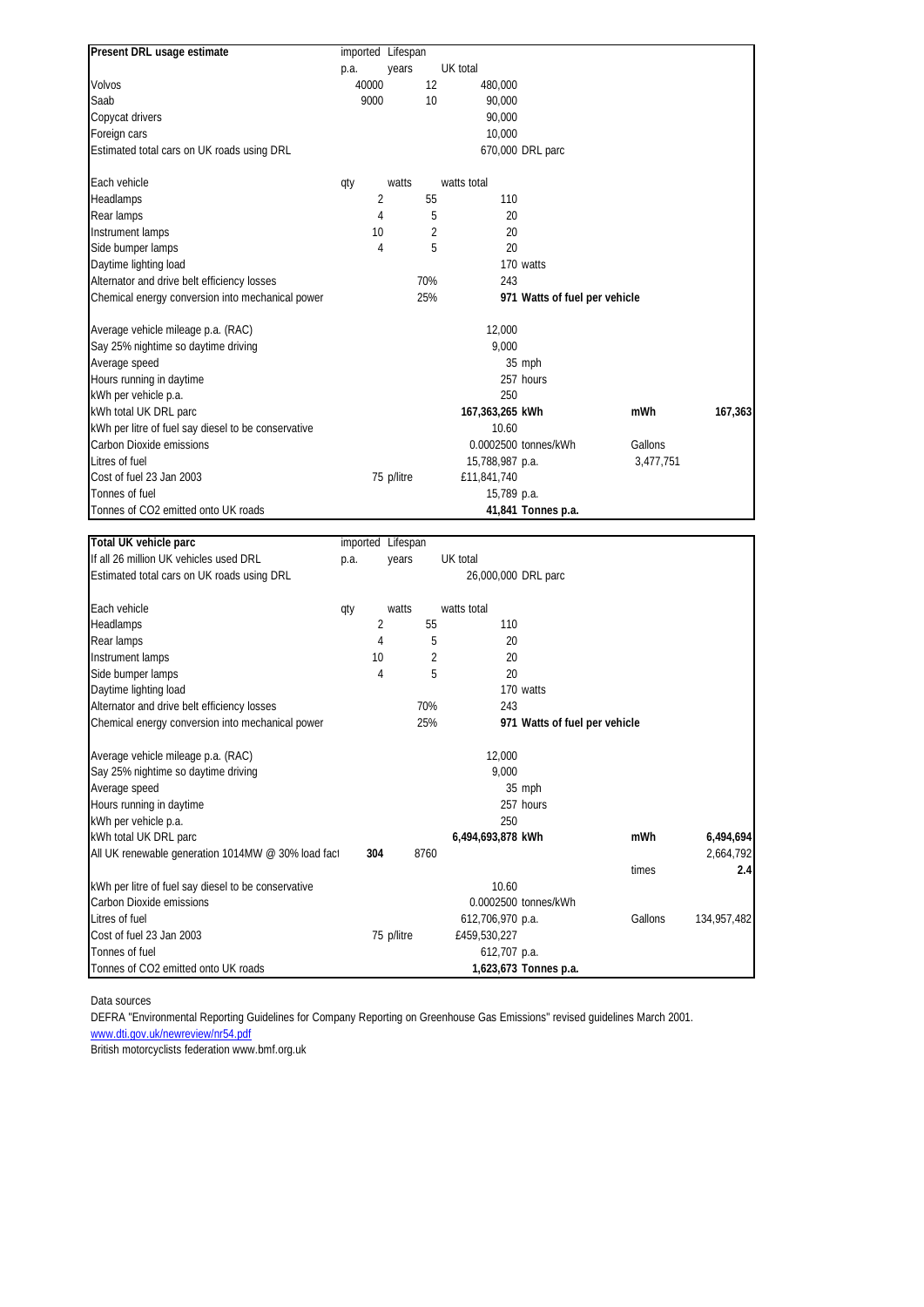| Present DRL usage estimate | imported | Lifespan | | | | |
|---|---|---|---|---|---|---|
| | p.a. | years | UK total | | | |
| Volvos | 40000 | 12 | 480,000 | | | |
| Saab | 9000 | 10 | 90,000 | | | |
| Copycat drivers | | | 90,000 | | | |
| Foreign cars | | | 10,000 | | | |
| Estimated total cars on UK roads using DRL | | | 670,000 | DRL parc | | |
| | | | | | | |
| Each vehicle | qty | watts | watts total | | | |
| Headlamps | 2 | 55 | 110 | | | |
| Rear lamps | 4 | 5 | 20 | | | |
| Instrument lamps | 10 | 2 | 20 | | | |
| Side bumper lamps | 4 | 5 | 20 | | | |
| Daytime lighting load | | | | 170 watts | | |
| Alternator and drive belt efficiency losses | | 70% | 243 | | | |
| Chemical energy conversion into mechanical power | | 25% | | **971 Watts of fuel per vehicle** | | |
| | | | | | | |
| Average vehicle mileage p.a. (RAC) | | | 12,000 | | | |
| Say 25% nightime so daytime driving | | | 9,000 | | | |
| Average speed | | | | 35 mph | | |
| Hours running in daytime | | | | 257 hours | | |
| kWh per vehicle p.a. | | | 250 | | | |
| kWh total UK DRL parc | | | **167,363,265** | **kWh** | **mWh** | **167,363** |
| kWh per litre of fuel say diesel to be conservative | | | 10.60 | | | |
| Carbon Dioxide emissions | | | 0.0002500 | tonnes/kWh | Gallons | |
| Litres of fuel | | | 15,788,987 | p.a. | 3,477,751 | |
| Cost of fuel 23 Jan 2003 | | 75 p/litre | £11,841,740 | | | |
| Tonnes of fuel | | | 15,789 | p.a. | | |
| Tonnes of CO2 emitted onto UK roads | | | | **41,841 Tonnes p.a.** | | |

| Total UK vehicle parc | imported | Lifespan | | | | |
|---|---|---|---|---|---|---|
| If all 26 million UK vehicles used DRL | p.a. | years | UK total | | | |
| Estimated total cars on UK roads using DRL | | | 26,000,000 | DRL parc | | |
| | | | | | | |
| Each vehicle | qty | watts | watts total | | | |
| Headlamps | 2 | 55 | 110 | | | |
| Rear lamps | 4 | 5 | 20 | | | |
| Instrument lamps | 10 | 2 | 20 | | | |
| Side bumper lamps | 4 | 5 | 20 | | | |
| Daytime lighting load | | | | 170 watts | | |
| Alternator and drive belt efficiency losses | | 70% | 243 | | | |
| Chemical energy conversion into mechanical power | | 25% | | **971 Watts of fuel per vehicle** | | |
| | | | | | | |
| Average vehicle mileage p.a. (RAC) | | | 12,000 | | | |
| Say 25% nightime so daytime driving | | | 9,000 | | | |
| Average speed | | | | 35 mph | | |
| Hours running in daytime | | | | 257 hours | | |
| kWh per vehicle p.a. | | | 250 | | | |
| kWh total UK DRL parc | | | **6,494,693,878** | **kWh** | **mWh** | **6,494,694** |
| All UK renewable generation 1014MW @ 30% load fact | **304** | 8760 | | | | 2,664,792 |
| | | | | | times | **2.4** |
| kWh per litre of fuel say diesel to be conservative | | | 10.60 | | | |
| Carbon Dioxide emissions | | | 0.0002500 | tonnes/kWh | | |
| Litres of fuel | | | 612,706,970 | p.a. | Gallons | 134,957,482 |
| Cost of fuel 23 Jan 2003 | | 75 p/litre | £459,530,227 | | | |
| Tonnes of fuel | | | 612,707 | p.a. | | |
| Tonnes of CO2 emitted onto UK roads | | | | **1,623,673 Tonnes p.a.** | | |

Data sources

DEFRA "Environmental Reporting Guidelines for Company Reporting on Greenhouse Gas Emissions" revised guidelines March 2001.

www.dti.gov.uk/newreview/nr54.pdf

British motorcyclists federation www.bmf.org.uk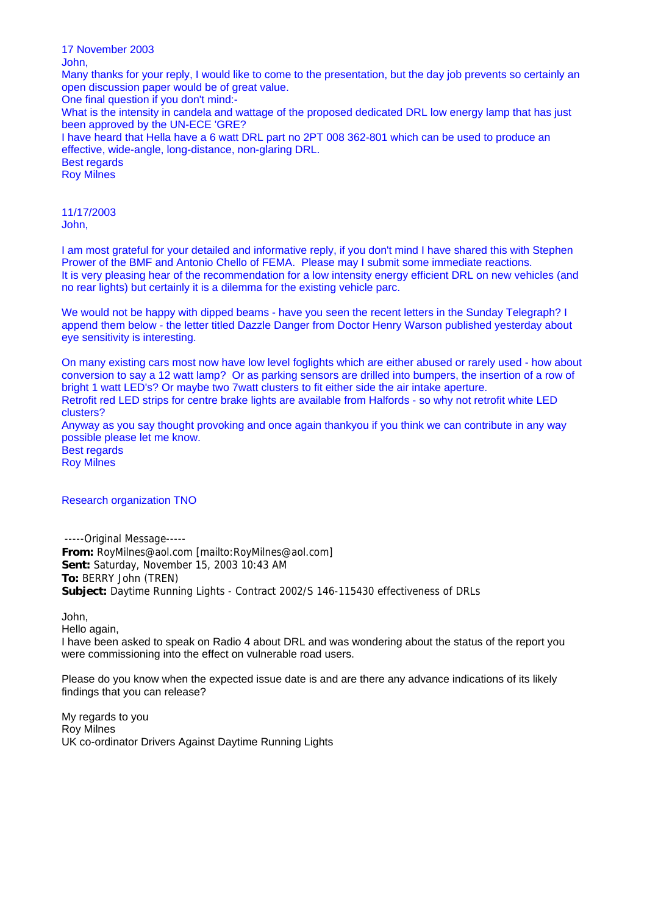17 November 2003

John,

Many thanks for your reply, I would like to come to the presentation, but the day job prevents so certainly an open discussion paper would be of great value.

One final question if you don't mind:-

What is the intensity in candela and wattage of the proposed dedicated DRL low energy lamp that has just been approved by the UN-ECE 'GRE?

I have heard that Hella have a 6 watt DRL part no 2PT 008 362-801 which can be used to produce an effective, wide-angle, long-distance, non-glaring DRL.

Best regards

Roy Milnes

11/17/2003

John,

I am most grateful for your detailed and informative reply, if you don't mind I have shared this with Stephen Prower of the BMF and Antonio Chello of FEMA. Please may I submit some immediate reactions.

It is very pleasing hear of the recommendation for a low intensity energy efficient DRL on new vehicles (and no rear lights) but certainly it is a dilemma for the existing vehicle parc.

We would not be happy with dipped beams - have you seen the recent letters in the Sunday Telegraph? I append them below - the letter titled Dazzle Danger from Doctor Henry Warson published yesterday about eye sensitivity is interesting.

On many existing cars most now have low level foglights which are either abused or rarely used - how about conversion to say a 12 watt lamp? Or as parking sensors are drilled into bumpers, the insertion of a row of bright 1 watt LED's? Or maybe two 7watt clusters to fit either side the air intake aperture.

Retrofit red LED strips for centre brake lights are available from Halfords - so why not retrofit white LED clusters?

Anyway as you say thought provoking and once again thankyou if you think we can contribute in any way possible please let me know.

Best regards

Roy Milnes

Research organization TNO

-----Original Message-----

**From:** RoyMilnes@aol.com [mailto:RoyMilnes@aol.com]

**Sent:** Saturday, November 15, 2003 10:43 AM

**To:** BERRY John (TREN)

**Subject:** Daytime Running Lights - Contract 2002/S 146-115430 effectiveness of DRLs

John,

Hello again,

I have been asked to speak on Radio 4 about DRL and was wondering about the status of the report you were commissioning into the effect on vulnerable road users.

Please do you know when the expected issue date is and are there any advance indications of its likely findings that you can release?

My regards to you

Roy Milnes

UK co-ordinator Drivers Against Daytime Running Lights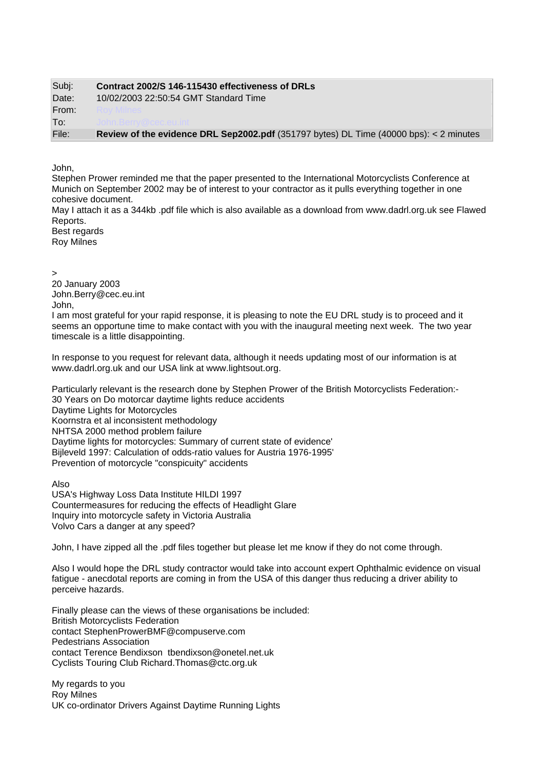| Subj: | **Contract 2002/S 146-115430 effectiveness of DRLs** |
| --- | --- |
| Date: | 10/02/2003 22:50:54 GMT Standard Time |
| From: | Roy Milnes |
| To: | John.Berry@cec.eu.int |
| File: | **Review of the evidence DRL Sep2002.pdf** (351797 bytes) DL Time (40000 bps): < 2 minutes |

John,
Stephen Prower reminded me that the paper presented to the International Motorcyclists Conference at Munich on September 2002 may be of interest to your contractor as it pulls everything together in one cohesive document.
May I attach it as a 344kb .pdf file which is also available as a download from www.dadrl.org.uk see Flawed Reports.
Best regards
Roy Milnes

>
20 January 2003
John.Berry@cec.eu.int
John,
I am most grateful for your rapid response, it is pleasing to note the EU DRL study is to proceed and it seems an opportune time to make contact with you with the inaugural meeting next week. The two year timescale is a little disappointing.

In response to you request for relevant data, although it needs updating most of our information is at www.dadrl.org.uk and our USA link at www.lightsout.org.

Particularly relevant is the research done by Stephen Prower of the British Motorcyclists Federation:-
30 Years on Do motorcar daytime lights reduce accidents
Daytime Lights for Motorcycles
Koornstra et al inconsistent methodology
NHTSA 2000 method problem failure
Daytime lights for motorcycles: Summary of current state of evidence'
Bijleveld 1997: Calculation of odds-ratio values for Austria 1976-1995'
Prevention of motorcycle "conspicuity" accidents

Also
USA's Highway Loss Data Institute HILDI 1997
Countermeasures for reducing the effects of Headlight Glare
Inquiry into motorcycle safety in Victoria Australia
Volvo Cars a danger at any speed?

John, I have zipped all the .pdf files together but please let me know if they do not come through.

Also I would hope the DRL study contractor would take into account expert Ophthalmic evidence on visual fatigue - anecdotal reports are coming in from the USA of this danger thus reducing a driver ability to perceive hazards.

Finally please can the views of these organisations be included:
British Motorcyclists Federation
contact StephenProwerBMF@compuserve.com
Pedestrians Association
contact Terence Bendixson tbendixson@onetel.net.uk
Cyclists Touring Club Richard.Thomas@ctc.org.uk

My regards to you
Roy Milnes
UK co-ordinator Drivers Against Daytime Running Lights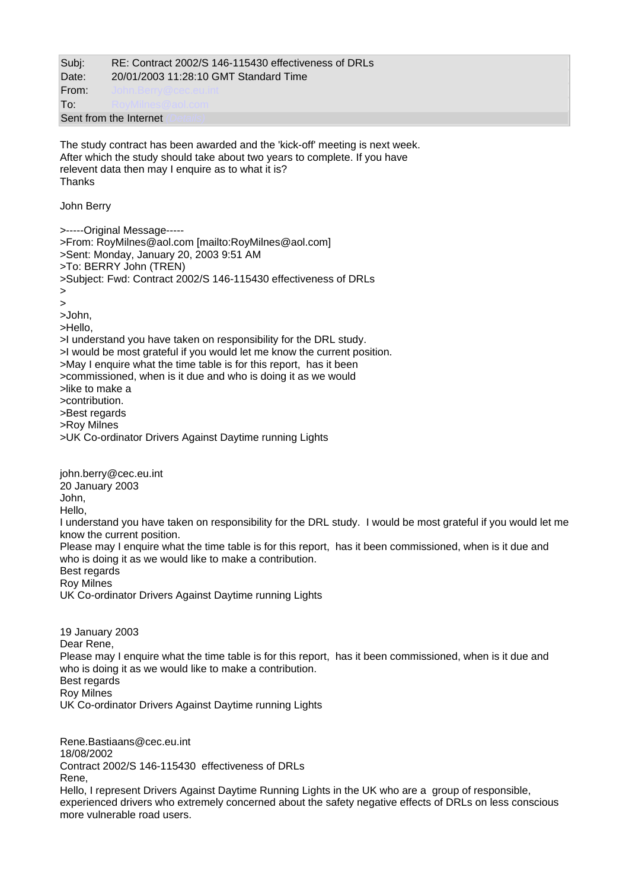| | |
|---|---|
| Subj: | RE: Contract 2002/S 146-115430 effectiveness of DRLs |
| Date: | 20/01/2003 11:28:10 GMT Standard Time |
| From: | John.Berry@cec.eu.int |
| To: | RoyMilnes@aol.com |
| Sent from the Internet | |

The study contract has been awarded and the 'kick-off' meeting is next week.
After which the study should take about two years to complete. If you have
relevent data then may I enquire as to what it is?
Thanks

John Berry

>-----Original Message-----
>From: RoyMilnes@aol.com [mailto:RoyMilnes@aol.com]
>Sent: Monday, January 20, 2003 9:51 AM
>To: BERRY John (TREN)
>Subject: Fwd: Contract 2002/S 146-115430 effectiveness of DRLs
>
>
>John,
>Hello,
>I understand you have taken on responsibility for the DRL study.
>I would be most grateful if you would let me know the current position.
>May I enquire what the time table is for this report, has it been
>commissioned, when is it due and who is doing it as we would
>like to make a
>contribution.
>Best regards
>Roy Milnes
>UK Co-ordinator Drivers Against Daytime running Lights

john.berry@cec.eu.int
20 January 2003
John,
Hello,
I understand you have taken on responsibility for the DRL study. I would be most grateful if you would let me know the current position.
Please may I enquire what the time table is for this report, has it been commissioned, when is it due and who is doing it as we would like to make a contribution.
Best regards
Roy Milnes
UK Co-ordinator Drivers Against Daytime running Lights

19 January 2003
Dear Rene,
Please may I enquire what the time table is for this report, has it been commissioned, when is it due and who is doing it as we would like to make a contribution.
Best regards
Roy Milnes
UK Co-ordinator Drivers Against Daytime running Lights

Rene.Bastiaans@cec.eu.int
18/08/2002
Contract 2002/S 146-115430 effectiveness of DRLs
Rene,
Hello, I represent Drivers Against Daytime Running Lights in the UK who are a group of responsible, experienced drivers who extremely concerned about the safety negative effects of DRLs on less conscious more vulnerable road users.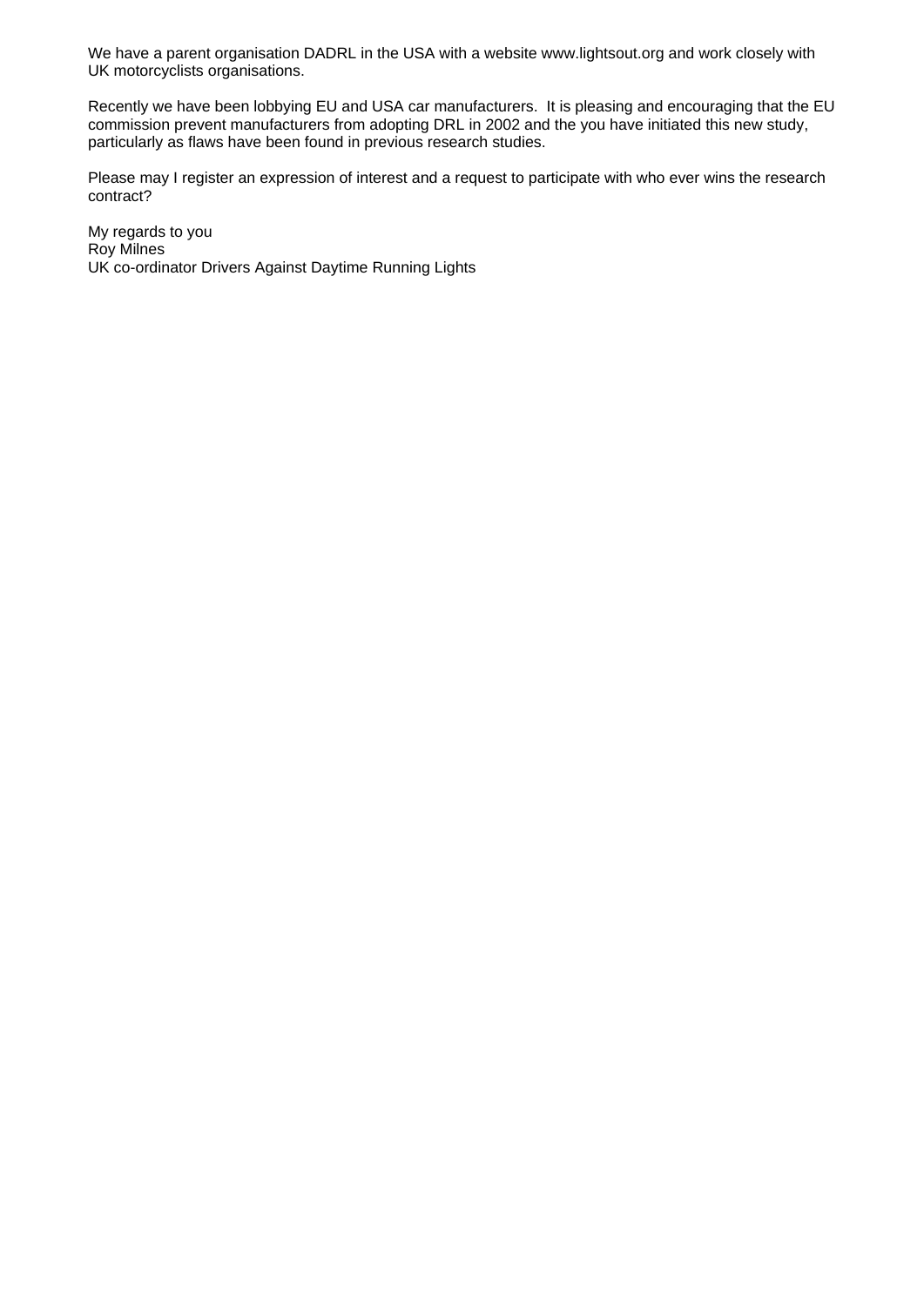We have a parent organisation DADRL in the USA with a website www.lightsout.org and work closely with UK motorcyclists organisations.

Recently we have been lobbying EU and USA car manufacturers. It is pleasing and encouraging that the EU commission prevent manufacturers from adopting DRL in 2002 and the you have initiated this new study, particularly as flaws have been found in previous research studies.

Please may I register an expression of interest and a request to participate with who ever wins the research contract?

My regards to you
Roy Milnes
UK co-ordinator Drivers Against Daytime Running Lights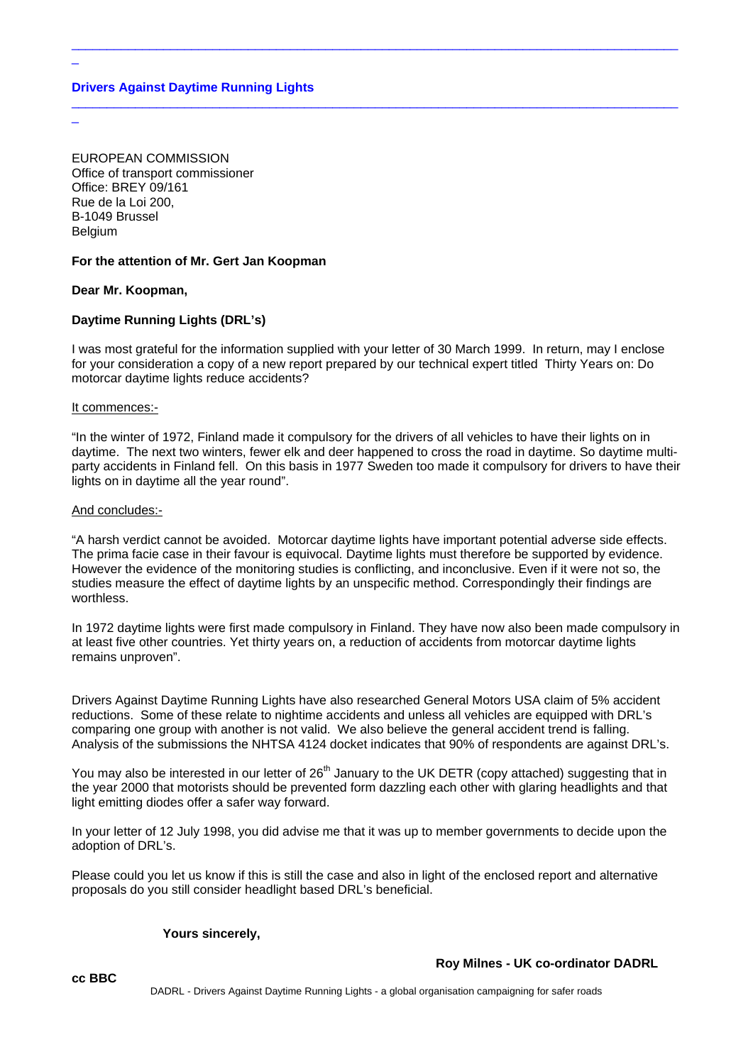**Drivers Against Daytime Running Lights**

EUROPEAN COMMISSION
Office of transport commissioner
Office: BREY 09/161
Rue de la Loi 200,
B-1049 Brussel
Belgium

**For the attention of Mr. Gert Jan Koopman**

**Dear Mr. Koopman,**

**Daytime Running Lights (DRL's)**

I was most grateful for the information supplied with your letter of 30 March 1999. In return, may I enclose for your consideration a copy of a new report prepared by our technical expert titled Thirty Years on: Do motorcar daytime lights reduce accidents?

<u>It commences:-</u>

"In the winter of 1972, Finland made it compulsory for the drivers of all vehicles to have their lights on in daytime. The next two winters, fewer elk and deer happened to cross the road in daytime. So daytime multi-party accidents in Finland fell. On this basis in 1977 Sweden too made it compulsory for drivers to have their lights on in daytime all the year round".

<u>And concludes:-</u>

"A harsh verdict cannot be avoided. Motorcar daytime lights have important potential adverse side effects. The prima facie case in their favour is equivocal. Daytime lights must therefore be supported by evidence. However the evidence of the monitoring studies is conflicting, and inconclusive. Even if it were not so, the studies measure the effect of daytime lights by an unspecific method. Correspondingly their findings are worthless.

In 1972 daytime lights were first made compulsory in Finland. They have now also been made compulsory in at least five other countries. Yet thirty years on, a reduction of accidents from motorcar daytime lights remains unproven".

Drivers Against Daytime Running Lights have also researched General Motors USA claim of 5% accident reductions. Some of these relate to nightime accidents and unless all vehicles are equipped with DRL's comparing one group with another is not valid. We also believe the general accident trend is falling. Analysis of the submissions the NHTSA 4124 docket indicates that 90% of respondents are against DRL's.

You may also be interested in our letter of 26th January to the UK DETR (copy attached) suggesting that in the year 2000 that motorists should be prevented form dazzling each other with glaring headlights and that light emitting diodes offer a safer way forward.

In your letter of 12 July 1998, you did advise me that it was up to member governments to decide upon the adoption of DRL's.

Please could you let us know if this is still the case and also in light of the enclosed report and alternative proposals do you still consider headlight based DRL's beneficial.

**Yours sincerely,**

**Roy Milnes - UK co-ordinator DADRL**

**cc BBC**

DADRL - Drivers Against Daytime Running Lights - a global organisation campaigning for safer roads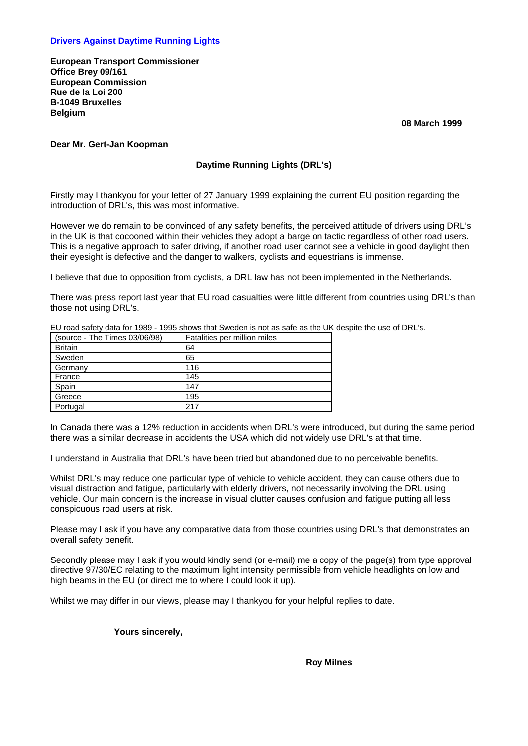**Drivers Against Daytime Running Lights**

**European Transport Commissioner**
**Office Brey 09/161**
**European Commission**
**Rue de la Loi 200**
**B-1049 Bruxelles**
**Belgium**

**08 March 1999**

**Dear Mr. Gert-Jan Koopman**

**Daytime Running Lights (DRL's)**

Firstly may I thankyou for your letter of 27 January 1999 explaining the current EU position regarding the introduction of DRL's, this was most informative.

However we do remain to be convinced of any safety benefits, the perceived attitude of drivers using DRL's in the UK is that cocooned within their vehicles they adopt a barge on tactic regardless of other road users. This is a negative approach to safer driving, if another road user cannot see a vehicle in good daylight then their eyesight is defective and the danger to walkers, cyclists and equestrians is immense.

I believe that due to opposition from cyclists, a DRL law has not been implemented in the Netherlands.

There was press report last year that EU road casualties were little different from countries using DRL's than those not using DRL's.

EU road safety data for 1989 - 1995 shows that Sweden is not as safe as the UK despite the use of DRL's.

| (source - The Times 03/06/98) | Fatalities per million miles |
| --- | --- |
| Britain | 64 |
| Sweden | 65 |
| Germany | 116 |
| France | 145 |
| Spain | 147 |
| Greece | 195 |
| Portugal | 217 |

In Canada there was a 12% reduction in accidents when DRL's were introduced, but during the same period there was a similar decrease in accidents the USA which did not widely use DRL's at that time.

I understand in Australia that DRL's have been tried but abandoned due to no perceivable benefits.

Whilst DRL's may reduce one particular type of vehicle to vehicle accident, they can cause others due to visual distraction and fatigue, particularly with elderly drivers, not necessarily involving the DRL using vehicle. Our main concern is the increase in visual clutter causes confusion and fatigue putting all less conspicuous road users at risk.

Please may I ask if you have any comparative data from those countries using DRL's that demonstrates an overall safety benefit.

Secondly please may I ask if you would kindly send (or e-mail) me a copy of the page(s) from type approval directive 97/30/EC relating to the maximum light intensity permissible from vehicle headlights on low and high beams in the EU (or direct me to where I could look it up).

Whilst we may differ in our views, please may I thankyou for your helpful replies to date.

**Yours sincerely,**

**Roy Milnes**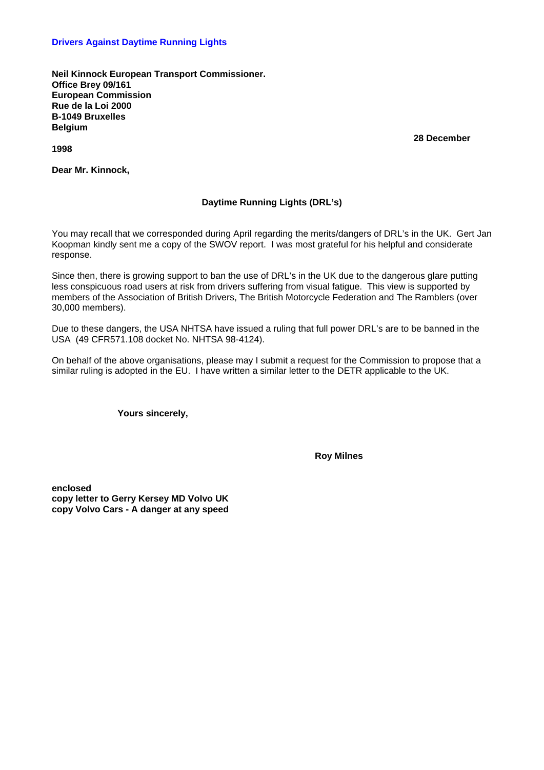**Drivers Against Daytime Running Lights**

**Neil Kinnock European Transport Commissioner.**
**Office Brey 09/161**
**European Commission**
**Rue de la Loi 2000**
**B-1049 Bruxelles**
**Belgium**

**28 December 1998**

**Dear Mr. Kinnock,**

**Daytime Running Lights (DRL's)**

You may recall that we corresponded during April regarding the merits/dangers of DRL's in the UK. Gert Jan Koopman kindly sent me a copy of the SWOV report. I was most grateful for his helpful and considerate response.

Since then, there is growing support to ban the use of DRL's in the UK due to the dangerous glare putting less conspicuous road users at risk from drivers suffering from visual fatigue. This view is supported by members of the Association of British Drivers, The British Motorcycle Federation and The Ramblers (over 30,000 members).

Due to these dangers, the USA NHTSA have issued a ruling that full power DRL's are to be banned in the USA (49 CFR571.108 docket No. NHTSA 98-4124).

On behalf of the above organisations, please may I submit a request for the Commission to propose that a similar ruling is adopted in the EU. I have written a similar letter to the DETR applicable to the UK.

**Yours sincerely,**

**Roy Milnes**

**enclosed**
**copy letter to Gerry Kersey MD Volvo UK**
**copy Volvo Cars - A danger at any speed**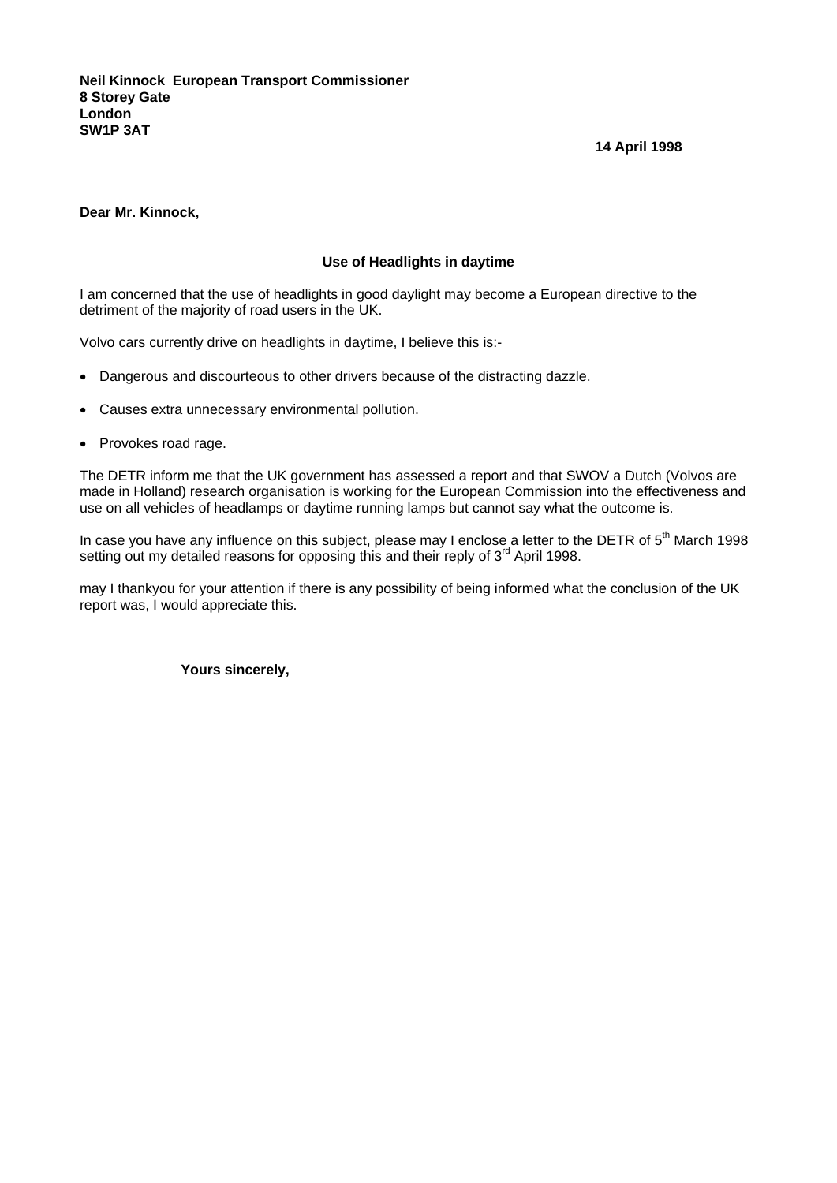**Neil Kinnock European Transport Commissioner**
**8 Storey Gate**
**London**
**SW1P 3AT**

**14 April 1998**

**Dear Mr. Kinnock,**

**Use of Headlights in daytime**

I am concerned that the use of headlights in good daylight may become a European directive to the detriment of the majority of road users in the UK.

Volvo cars currently drive on headlights in daytime, I believe this is:-

- Dangerous and discourteous to other drivers because of the distracting dazzle.
- Causes extra unnecessary environmental pollution.
- Provokes road rage.

The DETR inform me that the UK government has assessed a report and that SWOV a Dutch (Volvos are made in Holland) research organisation is working for the European Commission into the effectiveness and use on all vehicles of headlamps or daytime running lamps but cannot say what the outcome is.

In case you have any influence on this subject, please may I enclose a letter to the DETR of 5th March 1998 setting out my detailed reasons for opposing this and their reply of 3rd April 1998.

may I thankyou for your attention if there is any possibility of being informed what the conclusion of the UK report was, I would appreciate this.

**Yours sincerely,**